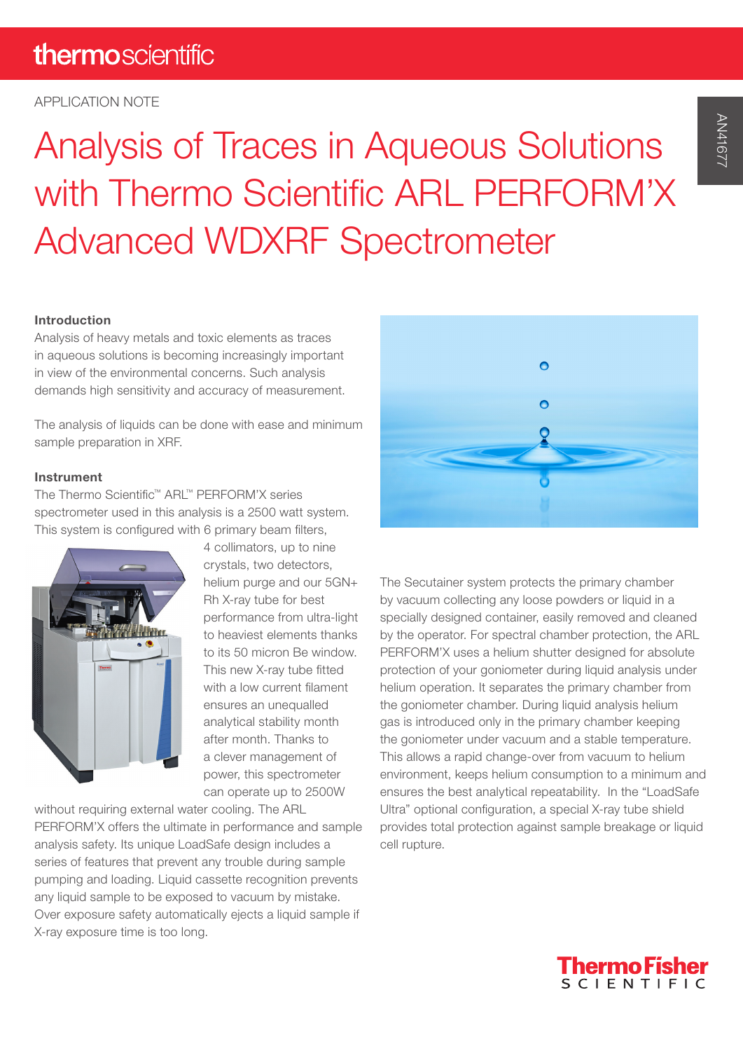APPLICATION NOTE

# Analysis of Traces in Aqueous Solutions with Thermo Scientific ARL PERFORM'X Advanced WDXRF Spectrometer

## Introduction

Analysis of heavy metals and toxic elements as traces in aqueous solutions is becoming increasingly important in view of the environmental concerns. Such analysis demands high sensitivity and accuracy of measurement.

The analysis of liquids can be done with ease and minimum sample preparation in XRF.

## Instrument

The Thermo Scientific™ ARL™ PERFORM'X series spectrometer used in this analysis is a 2500 watt system. This system is configured with 6 primary beam filters, 4 collimators, up to nine crystals, two detectors, helium purge and our 5GN+ Rh X-ray tube for best performance from ultra-light to heaviest elements thanks to its 50 micron Be window. This new X-ray tube fitted with a low current filament ensures an unequalled analytical stability month after month. Thanks to a clever management of power, this spectrometer can operate up to 2500W without requiring external water cooling. The ARL PERFORM'X offers the ultimate in performance and sample analysis safety. Its unique LoadSafe design includes a series of features that prevent any trouble during sample pumping and loading. Liquid cassette recognition prevents any liquid sample to be exposed to vacuum by mistake. Over exposure safety automatically ejects a liquid sample if X-ray exposure time is too long.

The Secutainer system protects the primary chamber by vacuum collecting any loose powders or liquid in a specially designed container, easily removed and cleaned by the operator. For spectral chamber protection, the ARL PERFORM'X uses a helium shutter designed for absolute protection of your goniometer during liquid analysis under helium operation. It separates the primary chamber from the goniometer chamber. During liquid analysis helium gas is introduced only in the primary chamber keeping the goniometer under vacuum and a stable temperature. This allows a rapid change-over from vacuum to helium environment, keeps helium consumption to a minimum and ensures the best analytical repeatability. In the "LoadSafe Ultra" optional configuration, a special X-ray tube shield provides total protection against sample breakage or liquid cell rupture.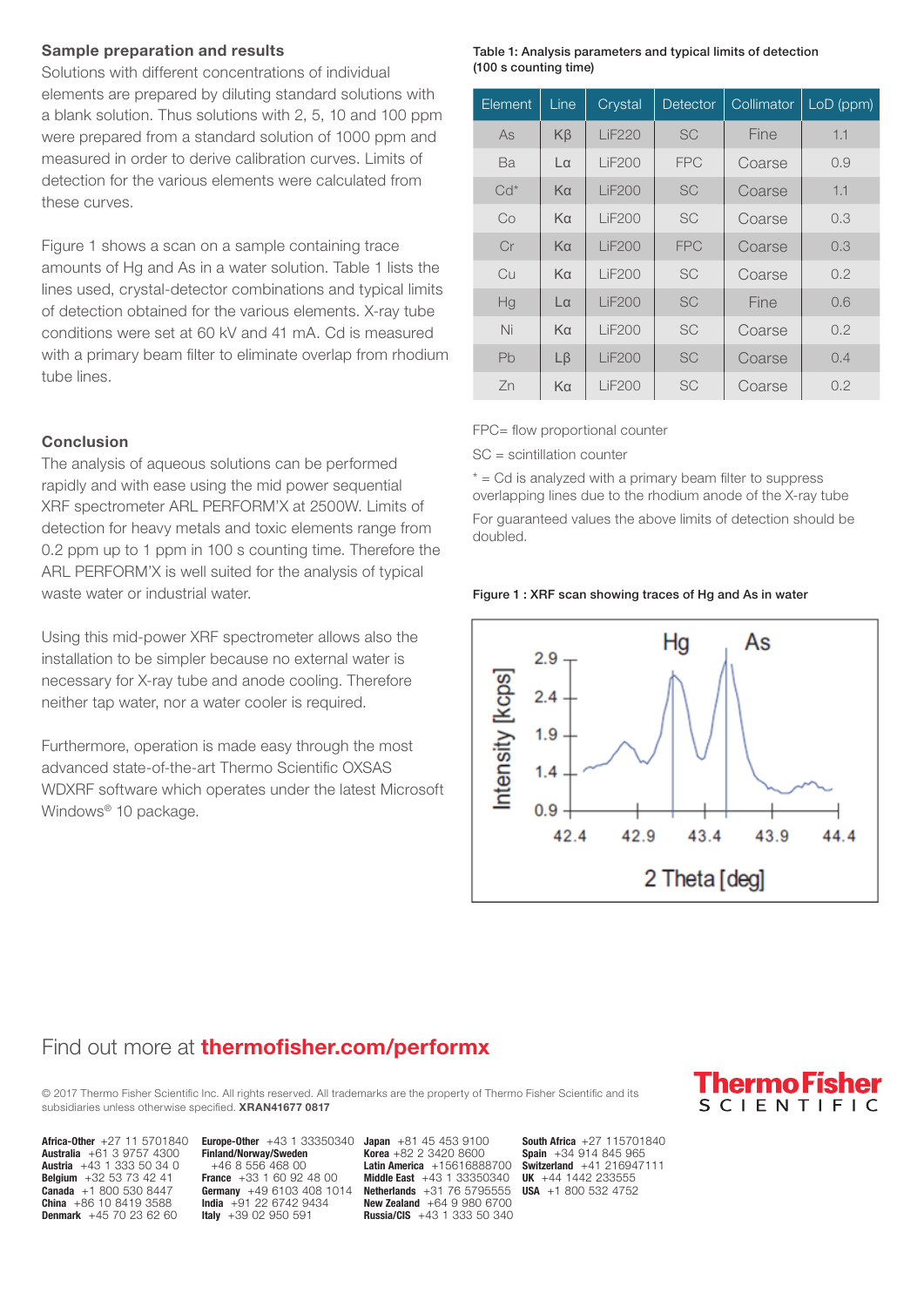## Sample preparation and results

Solutions with different concentrations of individual elements are prepared by diluting standard solutions with a blank solution. Thus solutions with 2, 5, 10 and 100 ppm were prepared from a standard solution of 1000 ppm and measured in order to derive calibration curves. Limits of detection for the various elements were calculated from these curves.

Figure 1 shows a scan on a sample containing trace amounts of Hg and As in a water solution. Table 1 lists the lines used, crystal-detector combinations and typical limits of detection obtained for the various elements. X-ray tube conditions were set at 60 kV and 41 mA. Cd is measured with a primary beam filter to eliminate overlap from rhodium tube lines.

## Conclusion

The analysis of aqueous solutions can be performed rapidly and with ease using the mid power sequential XRF spectrometer ARL PERFORM'X at 2500W. Limits of detection for heavy metals and toxic elements range from 0.2 ppm up to 1 ppm in 100 s counting time. Therefore the ARL PERFORM'X is well suited for the analysis of typical waste water or industrial water.

Using this mid-power XRF spectrometer allows also the installation to be simpler because no external water is necessary for X-ray tube and anode cooling. Therefore neither tap water, nor a water cooler is required.

Furthermore, operation is made easy through the most advanced state-of-the-art Thermo Scientific OXSAS WDXRF software which operates under the latest Microsoft Windows® 10 package.

**Table 1: Analysis parameters and typical limits of detection (100 s counting time)**

| Element | Line | Crystal | Detector | Collimator | LoD (ppm) |
|---|---|---|---|---|---|
| As | Kβ | LiF220 | SC | Fine | 1.1 |
| Ba | Lα | LiF200 | FPC | Coarse | 0.9 |
| Cd* | Kα | LiF200 | SC | Coarse | 1.1 |
| Co | Kα | LiF200 | SC | Coarse | 0.3 |
| Cr | Kα | LiF200 | FPC | Coarse | 0.3 |
| Cu | Kα | LiF200 | SC | Coarse | 0.2 |
| Hg | Lα | LiF200 | SC | Fine | 0.6 |
| Ni | Kα | LiF200 | SC | Coarse | 0.2 |
| Pb | Lβ | LiF200 | SC | Coarse | 0.4 |
| Zn | Kα | LiF200 | SC | Coarse | 0.2 |

FPC= flow proportional counter

SC = scintillation counter

* = Cd is analyzed with a primary beam filter to suppress overlapping lines due to the rhodium anode of the X-ray tube

For guaranteed values the above limits of detection should be doubled.

**Figure 1 : XRF scan showing traces of Hg and As in water**

Hg
As
Intensity [kcps]
2.9
2.4
1.9
1.4
0.9
42.4
42.9
43.4
43.9
44.4
2 Theta [deg]

Find out more at **thermofisher.com/performx**

© 2017 Thermo Fisher Scientific Inc. All rights reserved. All trademarks are the property of Thermo Fisher Scientific and its subsidiaries unless otherwise specified. **XRAN41677 0817**

ThermoFisher SCIENTIFIC

**Africa-Other** +27 11 5701840
**Australia** +61 3 9757 4300
**Austria** +43 1 333 50 34 0
**Belgium** +32 53 73 42 41
**Canada** +1 800 530 8447
**China** +86 10 8419 3588
**Denmark** +45 70 23 62 60
**Europe-Other** +43 1 33350340
**Finland/Norway/Sweden** +46 8 556 468 00
**France** +33 1 60 92 48 00
**Germany** +49 6103 408 1014
**India** +91 22 6742 9434
**Italy** +39 02 950 591
**Japan** +81 45 453 9100
**Korea** +82 2 3420 8600
**Latin America** +15616888700
**Middle East** +43 1 33350340
**Netherlands** +31 76 5795555
**New Zealand** +64 9 980 6700
**Russia/CIS** +43 1 333 50 340
**South Africa** +27 115701840
**Spain** +34 914 845 965
**Switzerland** +41 216947111
**UK** +44 1442 233555
**USA** +1 800 532 4752